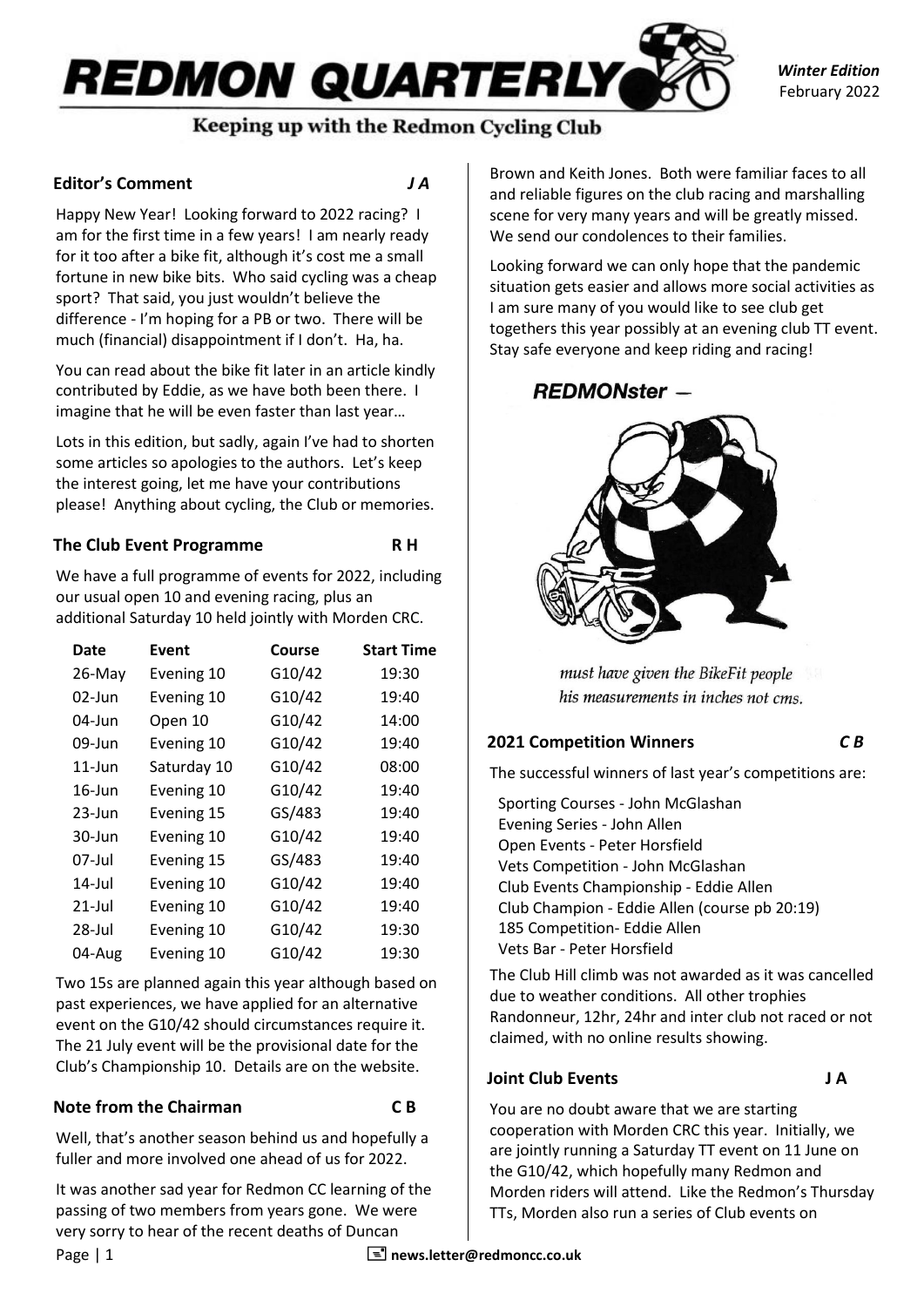# REDMON QUARTERLY

*Winter Edition*
February 2022

Keeping up with the Redmon Cycling Club

## Editor's Comment *J A*

Happy New Year! Looking forward to 2022 racing? I am for the first time in a few years! I am nearly ready for it too after a bike fit, although it's cost me a small fortune in new bike bits. Who said cycling was a cheap sport? That said, you just wouldn't believe the difference - I'm hoping for a PB or two. There will be much (financial) disappointment if I don't. Ha, ha.

You can read about the bike fit later in an article kindly contributed by Eddie, as we have both been there. I imagine that he will be even faster than last year…

Lots in this edition, but sadly, again I've had to shorten some articles so apologies to the authors. Let's keep the interest going, let me have your contributions please! Anything about cycling, the Club or memories.

## The Club Event Programme R H

We have a full programme of events for 2022, including our usual open 10 and evening racing, plus an additional Saturday 10 held jointly with Morden CRC.

| Date | Event | Course | Start Time |
|---|---|---|---|
| 26-May | Evening 10 | G10/42 | 19:30 |
| 02-Jun | Evening 10 | G10/42 | 19:40 |
| 04-Jun | Open 10 | G10/42 | 14:00 |
| 09-Jun | Evening 10 | G10/42 | 19:40 |
| 11-Jun | Saturday 10 | G10/42 | 08:00 |
| 16-Jun | Evening 10 | G10/42 | 19:40 |
| 23-Jun | Evening 15 | GS/483 | 19:40 |
| 30-Jun | Evening 10 | G10/42 | 19:40 |
| 07-Jul | Evening 15 | GS/483 | 19:40 |
| 14-Jul | Evening 10 | G10/42 | 19:40 |
| 21-Jul | Evening 10 | G10/42 | 19:40 |
| 28-Jul | Evening 10 | G10/42 | 19:30 |
| 04-Aug | Evening 10 | G10/42 | 19:30 |

Two 15s are planned again this year although based on past experiences, we have applied for an alternative event on the G10/42 should circumstances require it. The 21 July event will be the provisional date for the Club's Championship 10. Details are on the website.

## Note from the Chairman C B

Well, that's another season behind us and hopefully a fuller and more involved one ahead of us for 2022.

It was another sad year for Redmon CC learning of the passing of two members from years gone. We were very sorry to hear of the recent deaths of Duncan Brown and Keith Jones. Both were familiar faces to all and reliable figures on the club racing and marshalling scene for very many years and will be greatly missed. We send our condolences to their families.

Looking forward we can only hope that the pandemic situation gets easier and allows more social activities as I am sure many of you would like to see club get togethers this year possibly at an evening club TT event. Stay safe everyone and keep riding and racing!

**REDMONster –**

*must have given the BikeFit people his measurements in inches not cms.*

## 2021 Competition Winners *C B*

The successful winners of last year's competitions are:

- Sporting Courses - John McGlashan
- Evening Series - John Allen
- Open Events - Peter Horsfield
- Vets Competition - John McGlashan
- Club Events Championship - Eddie Allen
- Club Champion - Eddie Allen (course pb 20:19)
- 185 Competition- Eddie Allen
- Vets Bar - Peter Horsfield

The Club Hill climb was not awarded as it was cancelled due to weather conditions. All other trophies Randonneur, 12hr, 24hr and inter club not raced or not claimed, with no online results showing.

## Joint Club Events J A

You are no doubt aware that we are starting cooperation with Morden CRC this year. Initially, we are jointly running a Saturday TT event on 11 June on the G10/42, which hopefully many Redmon and Morden riders will attend. Like the Redmon's Thursday TTs, Morden also run a series of Club events on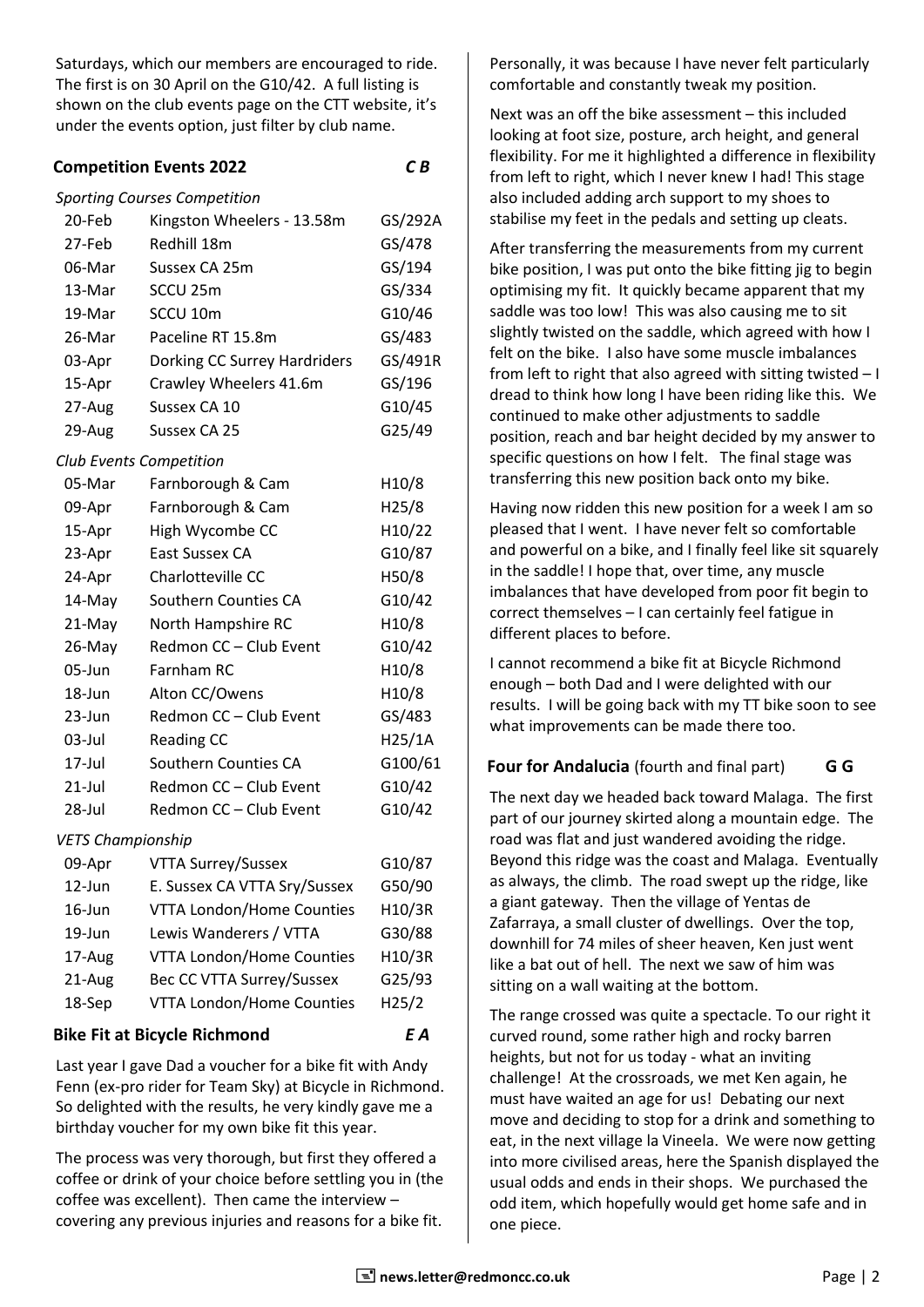Saturdays, which our members are encouraged to ride. The first is on 30 April on the G10/42. A full listing is shown on the club events page on the CTT website, it's under the events option, just filter by club name.

## Competition Events 2022 *C B*

*Sporting Courses Competition*

| Date | Event | Course |
|---|---|---|
| 20-Feb | Kingston Wheelers - 13.58m | GS/292A |
| 27-Feb | Redhill 18m | GS/478 |
| 06-Mar | Sussex CA 25m | GS/194 |
| 13-Mar | SCCU 25m | GS/334 |
| 19-Mar | SCCU 10m | G10/46 |
| 26-Mar | Paceline RT 15.8m | GS/483 |
| 03-Apr | Dorking CC Surrey Hardriders | GS/491R |
| 15-Apr | Crawley Wheelers 41.6m | GS/196 |
| 27-Aug | Sussex CA 10 | G10/45 |
| 29-Aug | Sussex CA 25 | G25/49 |

*Club Events Competition*

| Date | Event | Course |
|---|---|---|
| 05-Mar | Farnborough & Cam | H10/8 |
| 09-Apr | Farnborough & Cam | H25/8 |
| 15-Apr | High Wycombe CC | H10/22 |
| 23-Apr | East Sussex CA | G10/87 |
| 24-Apr | Charlotteville CC | H50/8 |
| 14-May | Southern Counties CA | G10/42 |
| 21-May | North Hampshire RC | H10/8 |
| 26-May | Redmon CC – Club Event | G10/42 |
| 05-Jun | Farnham RC | H10/8 |
| 18-Jun | Alton CC/Owens | H10/8 |
| 23-Jun | Redmon CC – Club Event | GS/483 |
| 03-Jul | Reading CC | H25/1A |
| 17-Jul | Southern Counties CA | G100/61 |
| 21-Jul | Redmon CC – Club Event | G10/42 |
| 28-Jul | Redmon CC – Club Event | G10/42 |

*VETS Championship*

| Date | Event | Course |
|---|---|---|
| 09-Apr | VTTA Surrey/Sussex | G10/87 |
| 12-Jun | E. Sussex CA VTTA Sry/Sussex | G50/90 |
| 16-Jun | VTTA London/Home Counties | H10/3R |
| 19-Jun | Lewis Wanderers / VTTA | G30/88 |
| 17-Aug | VTTA London/Home Counties | H10/3R |
| 21-Aug | Bec CC VTTA Surrey/Sussex | G25/93 |
| 18-Sep | VTTA London/Home Counties | H25/2 |

## Bike Fit at Bicycle Richmond *E A*

Last year I gave Dad a voucher for a bike fit with Andy Fenn (ex-pro rider for Team Sky) at Bicycle in Richmond. So delighted with the results, he very kindly gave me a birthday voucher for my own bike fit this year.

The process was very thorough, but first they offered a coffee or drink of your choice before settling you in (the coffee was excellent). Then came the interview – covering any previous injuries and reasons for a bike fit. Personally, it was because I have never felt particularly comfortable and constantly tweak my position.

Next was an off the bike assessment – this included looking at foot size, posture, arch height, and general flexibility. For me it highlighted a difference in flexibility from left to right, which I never knew I had! This stage also included adding arch support to my shoes to stabilise my feet in the pedals and setting up cleats.

After transferring the measurements from my current bike position, I was put onto the bike fitting jig to begin optimising my fit. It quickly became apparent that my saddle was too low! This was also causing me to sit slightly twisted on the saddle, which agreed with how I felt on the bike. I also have some muscle imbalances from left to right that also agreed with sitting twisted – I dread to think how long I have been riding like this. We continued to make other adjustments to saddle position, reach and bar height decided by my answer to specific questions on how I felt. The final stage was transferring this new position back onto my bike.

Having now ridden this new position for a week I am so pleased that I went. I have never felt so comfortable and powerful on a bike, and I finally feel like sit squarely in the saddle! I hope that, over time, any muscle imbalances that have developed from poor fit begin to correct themselves – I can certainly feel fatigue in different places to before.

I cannot recommend a bike fit at Bicycle Richmond enough – both Dad and I were delighted with our results. I will be going back with my TT bike soon to see what improvements can be made there too.

## Four for Andalucia (fourth and final part) **G G**

The next day we headed back toward Malaga. The first part of our journey skirted along a mountain edge. The road was flat and just wandered avoiding the ridge. Beyond this ridge was the coast and Malaga. Eventually as always, the climb. The road swept up the ridge, like a giant gateway. Then the village of Yentas de Zafarraya, a small cluster of dwellings. Over the top, downhill for 74 miles of sheer heaven, Ken just went like a bat out of hell. The next we saw of him was sitting on a wall waiting at the bottom.

The range crossed was quite a spectacle. To our right it curved round, some rather high and rocky barren heights, but not for us today - what an inviting challenge! At the crossroads, we met Ken again, he must have waited an age for us! Debating our next move and deciding to stop for a drink and something to eat, in the next village la Vineela. We were now getting into more civilised areas, here the Spanish displayed the usual odds and ends in their shops. We purchased the odd item, which hopefully would get home safe and in one piece.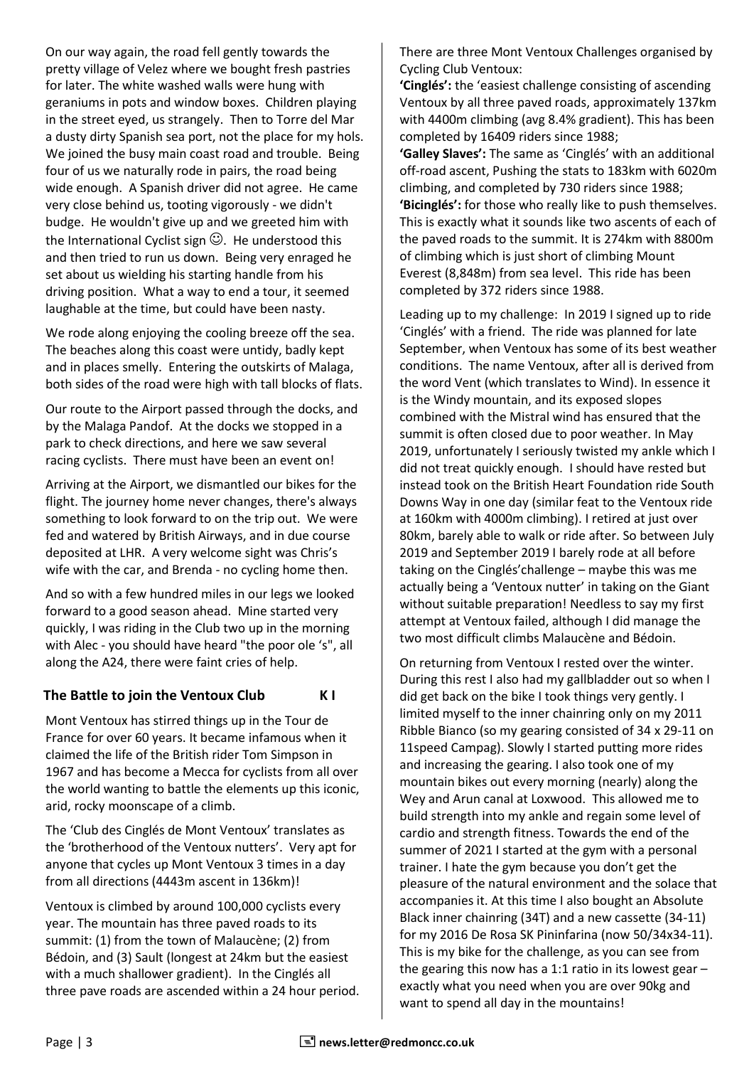On our way again, the road fell gently towards the pretty village of Velez where we bought fresh pastries for later. The white washed walls were hung with geraniums in pots and window boxes. Children playing in the street eyed, us strangely. Then to Torre del Mar a dusty dirty Spanish sea port, not the place for my hols. We joined the busy main coast road and trouble. Being four of us we naturally rode in pairs, the road being wide enough. A Spanish driver did not agree. He came very close behind us, tooting vigorously - we didn't budge. He wouldn't give up and we greeted him with the International Cyclist sign ☺. He understood this and then tried to run us down. Being very enraged he set about us wielding his starting handle from his driving position. What a way to end a tour, it seemed laughable at the time, but could have been nasty.

We rode along enjoying the cooling breeze off the sea. The beaches along this coast were untidy, badly kept and in places smelly. Entering the outskirts of Malaga, both sides of the road were high with tall blocks of flats.

Our route to the Airport passed through the docks, and by the Malaga Pandof. At the docks we stopped in a park to check directions, and here we saw several racing cyclists. There must have been an event on!

Arriving at the Airport, we dismantled our bikes for the flight. The journey home never changes, there's always something to look forward to on the trip out. We were fed and watered by British Airways, and in due course deposited at LHR. A very welcome sight was Chris's wife with the car, and Brenda - no cycling home then.

And so with a few hundred miles in our legs we looked forward to a good season ahead. Mine started very quickly, I was riding in the Club two up in the morning with Alec - you should have heard "the poor ole 's", all along the A24, there were faint cries of help.

## The Battle to join the Ventoux Club — K I

Mont Ventoux has stirred things up in the Tour de France for over 60 years. It became infamous when it claimed the life of the British rider Tom Simpson in 1967 and has become a Mecca for cyclists from all over the world wanting to battle the elements up this iconic, arid, rocky moonscape of a climb.

The 'Club des Cinglés de Mont Ventoux' translates as the 'brotherhood of the Ventoux nutters'. Very apt for anyone that cycles up Mont Ventoux 3 times in a day from all directions (4443m ascent in 136km)!

Ventoux is climbed by around 100,000 cyclists every year. The mountain has three paved roads to its summit: (1) from the town of Malaucène; (2) from Bédoin, and (3) Sault (longest at 24km but the easiest with a much shallower gradient). In the Cinglés all three pave roads are ascended within a 24 hour period.

There are three Mont Ventoux Challenges organised by Cycling Club Ventoux:

**'Cinglés':** the 'easiest challenge consisting of ascending Ventoux by all three paved roads, approximately 137km with 4400m climbing (avg 8.4% gradient). This has been completed by 16409 riders since 1988;

**'Galley Slaves':** The same as 'Cinglés' with an additional off-road ascent, Pushing the stats to 183km with 6020m climbing, and completed by 730 riders since 1988;

**'Bicinglés':** for those who really like to push themselves. This is exactly what it sounds like two ascents of each of the paved roads to the summit. It is 274km with 8800m of climbing which is just short of climbing Mount Everest (8,848m) from sea level. This ride has been completed by 372 riders since 1988.

Leading up to my challenge: In 2019 I signed up to ride 'Cinglés' with a friend. The ride was planned for late September, when Ventoux has some of its best weather conditions. The name Ventoux, after all is derived from the word Vent (which translates to Wind). In essence it is the Windy mountain, and its exposed slopes combined with the Mistral wind has ensured that the summit is often closed due to poor weather. In May 2019, unfortunately I seriously twisted my ankle which I did not treat quickly enough. I should have rested but instead took on the British Heart Foundation ride South Downs Way in one day (similar feat to the Ventoux ride at 160km with 4000m climbing). I retired at just over 80km, barely able to walk or ride after. So between July 2019 and September 2019 I barely rode at all before taking on the Cinglés'challenge – maybe this was me actually being a 'Ventoux nutter' in taking on the Giant without suitable preparation! Needless to say my first attempt at Ventoux failed, although I did manage the two most difficult climbs Malaucène and Bédoin.

On returning from Ventoux I rested over the winter. During this rest I also had my gallbladder out so when I did get back on the bike I took things very gently. I limited myself to the inner chainring only on my 2011 Ribble Bianco (so my gearing consisted of 34 x 29-11 on 11speed Campag). Slowly I started putting more rides and increasing the gearing. I also took one of my mountain bikes out every morning (nearly) along the Wey and Arun canal at Loxwood. This allowed me to build strength into my ankle and regain some level of cardio and strength fitness. Towards the end of the summer of 2021 I started at the gym with a personal trainer. I hate the gym because you don't get the pleasure of the natural environment and the solace that accompanies it. At this time I also bought an Absolute Black inner chainring (34T) and a new cassette (34-11) for my 2016 De Rosa SK Pininfarina (now 50/34x34-11). This is my bike for the challenge, as you can see from the gearing this now has a 1:1 ratio in its lowest gear – exactly what you need when you are over 90kg and want to spend all day in the mountains!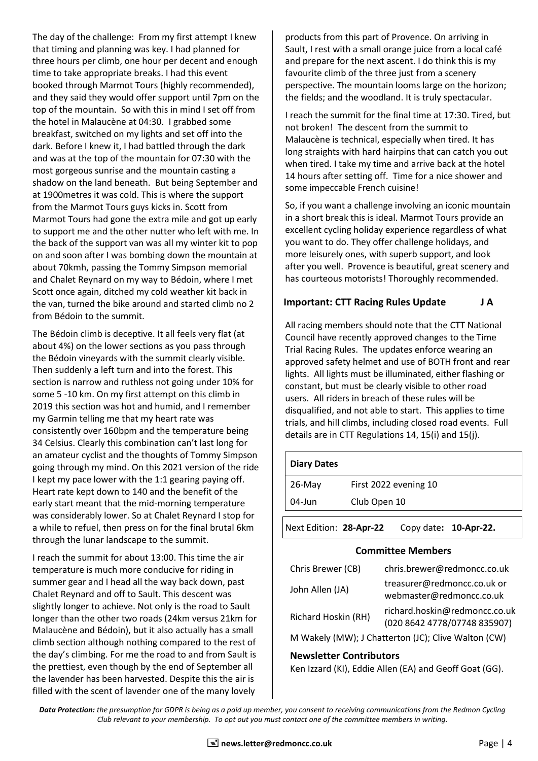The day of the challenge: From my first attempt I knew that timing and planning was key. I had planned for three hours per climb, one hour per decent and enough time to take appropriate breaks. I had this event booked through Marmot Tours (highly recommended), and they said they would offer support until 7pm on the top of the mountain. So with this in mind I set off from the hotel in Malaucène at 04:30. I grabbed some breakfast, switched on my lights and set off into the dark. Before I knew it, I had battled through the dark and was at the top of the mountain for 07:30 with the most gorgeous sunrise and the mountain casting a shadow on the land beneath. But being September and at 1900metres it was cold. This is where the support from the Marmot Tours guys kicks in. Scott from Marmot Tours had gone the extra mile and got up early to support me and the other nutter who left with me. In the back of the support van was all my winter kit to pop on and soon after I was bombing down the mountain at about 70kmh, passing the Tommy Simpson memorial and Chalet Reynard on my way to Bédoin, where I met Scott once again, ditched my cold weather kit back in the van, turned the bike around and started climb no 2 from Bédoin to the summit.

The Bédoin climb is deceptive. It all feels very flat (at about 4%) on the lower sections as you pass through the Bédoin vineyards with the summit clearly visible. Then suddenly a left turn and into the forest. This section is narrow and ruthless not going under 10% for some 5 -10 km. On my first attempt on this climb in 2019 this section was hot and humid, and I remember my Garmin telling me that my heart rate was consistently over 160bpm and the temperature being 34 Celsius. Clearly this combination can't last long for an amateur cyclist and the thoughts of Tommy Simpson going through my mind. On this 2021 version of the ride I kept my pace lower with the 1:1 gearing paying off. Heart rate kept down to 140 and the benefit of the early start meant that the mid-morning temperature was considerably lower. So at Chalet Reynard I stop for a while to refuel, then press on for the final brutal 6km through the lunar landscape to the summit.

I reach the summit for about 13:00. This time the air temperature is much more conducive for riding in summer gear and I head all the way back down, past Chalet Reynard and off to Sault. This descent was slightly longer to achieve. Not only is the road to Sault longer than the other two roads (24km versus 21km for Malaucène and Bédoin), but it also actually has a small climb section although nothing compared to the rest of the day's climbing. For me the road to and from Sault is the prettiest, even though by the end of September all the lavender has been harvested. Despite this the air is filled with the scent of lavender one of the many lovely products from this part of Provence. On arriving in Sault, I rest with a small orange juice from a local café and prepare for the next ascent. I do think this is my favourite climb of the three just from a scenery perspective. The mountain looms large on the horizon; the fields; and the woodland. It is truly spectacular.

I reach the summit for the final time at 17:30. Tired, but not broken! The descent from the summit to Malaucène is technical, especially when tired. It has long straights with hard hairpins that can catch you out when tired. I take my time and arrive back at the hotel 14 hours after setting off. Time for a nice shower and some impeccable French cuisine!

So, if you want a challenge involving an iconic mountain in a short break this is ideal. Marmot Tours provide an excellent cycling holiday experience regardless of what you want to do. They offer challenge holidays, and more leisurely ones, with superb support, and look after you well. Provence is beautiful, great scenery and has courteous motorists! Thoroughly recommended.

## Important: CTT Racing Rules Update J A

All racing members should note that the CTT National Council have recently approved changes to the Time Trial Racing Rules. The updates enforce wearing an approved safety helmet and use of BOTH front and rear lights. All lights must be illuminated, either flashing or constant, but must be clearly visible to other road users. All riders in breach of these rules will be disqualified, and not able to start. This applies to time trials, and hill climbs, including closed road events. Full details are in CTT Regulations 14, 15(i) and 15(j).

| **Diary Dates** | |
|---|---|
| 26-May | First 2022 evening 10 |
| 04-Jun | Club Open 10 |

Next Edition: **28-Apr-22** Copy date**: 10-Apr-22.**

### Committee Members

| | |
|---|---|
| Chris Brewer (CB) | chris.brewer@redmoncc.co.uk |
| John Allen (JA) | treasurer@redmoncc.co.uk or webmaster@redmoncc.co.uk |
| Richard Hoskin (RH) | richard.hoskin@redmoncc.co.uk (020 8642 4778/07748 835907) |

M Wakely (MW); J Chatterton (JC); Clive Walton (CW)

### Newsletter Contributors

Ken Izzard (KI), Eddie Allen (EA) and Geoff Goat (GG).

***Data Protection:*** *the presumption for GDPR is being as a paid up member, you consent to receiving communications from the Redmon Cycling Club relevant to your membership. To opt out you must contact one of the committee members in writing.*

**news.letter@redmoncc.co.uk**